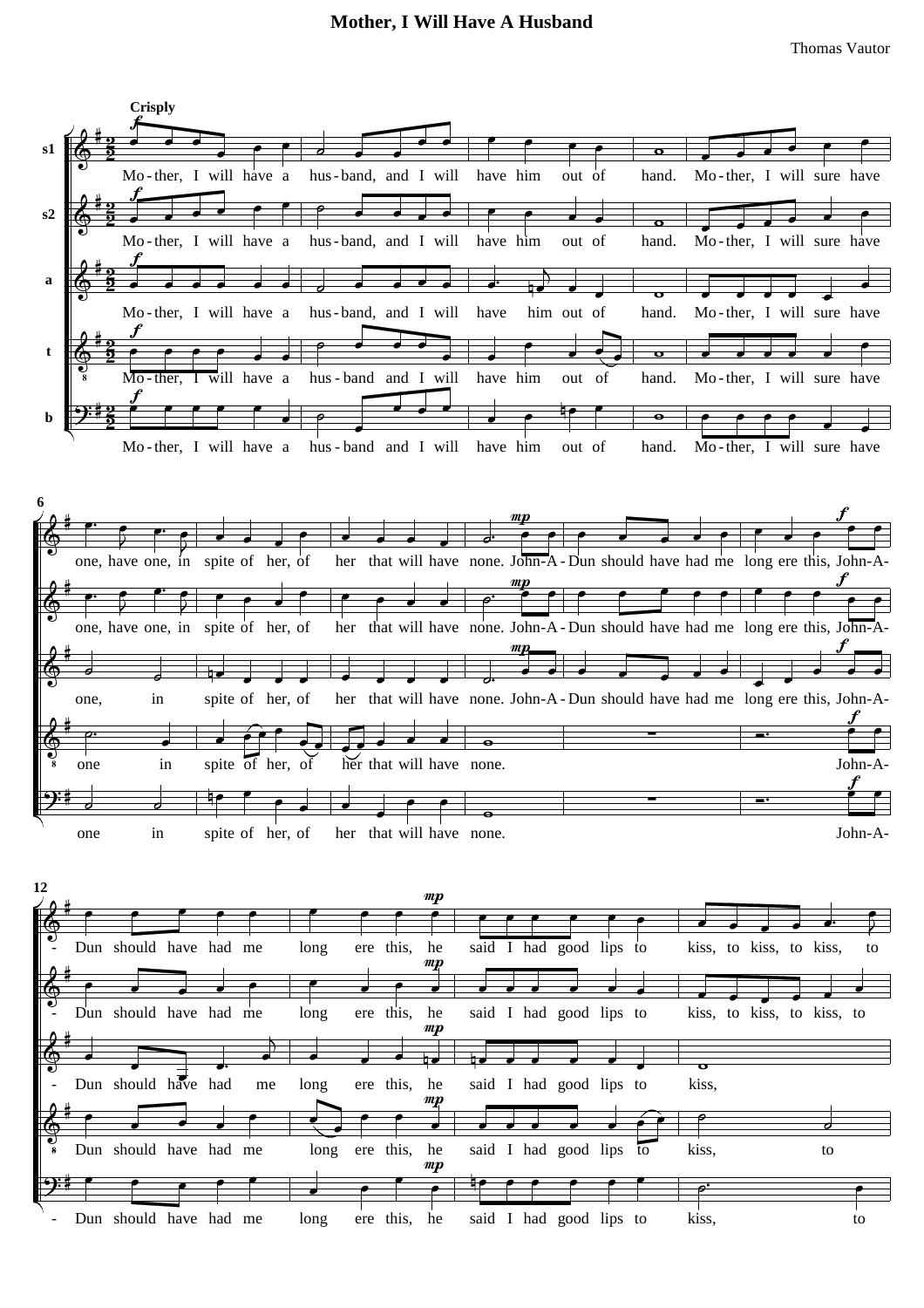# Mother, I Will Have A Husband

Thomas Vautor

**Crisply**

s1: Mo-ther, I will have a hus-band, and I will have him out of hand. Mo-ther, I will sure have one, have one, in spite of her, of her that will have none. John-A-Dun should have had me long ere this, John-A-Dun should have had me long ere this, he said I had good lips to kiss, to kiss, to kiss, to

s2: Mo-ther, I will have a hus-band, and I will have him out of hand. Mo-ther, I will sure have one, have one, in spite of her, of her that will have none. John-A-Dun should have had me long ere this, John-A-Dun should have had me long ere this, he said I had good lips to kiss, to kiss, to kiss, to

a: Mo-ther, I will have a hus-band, and I will have him out of hand. Mo-ther, I will sure have one, in spite of her, of her that will have none. John-A-Dun should have had me long ere this, John-A-Dun should have had me long ere this, he said I had good lips to kiss,

t: Mo-ther, I will have a hus-band and I will have him out of hand. Mo-ther, I will sure have one in spite of her, of her that will have none. John-A-Dun should have had me long ere this, he said I had good lips to kiss, to

b: Mo-ther, I will have a hus-band and I will have him out of hand. Mo-ther, I will sure have one in spite of her, of her that will have none. John-A-Dun should have had me long ere this, he said I had good lips to kiss, to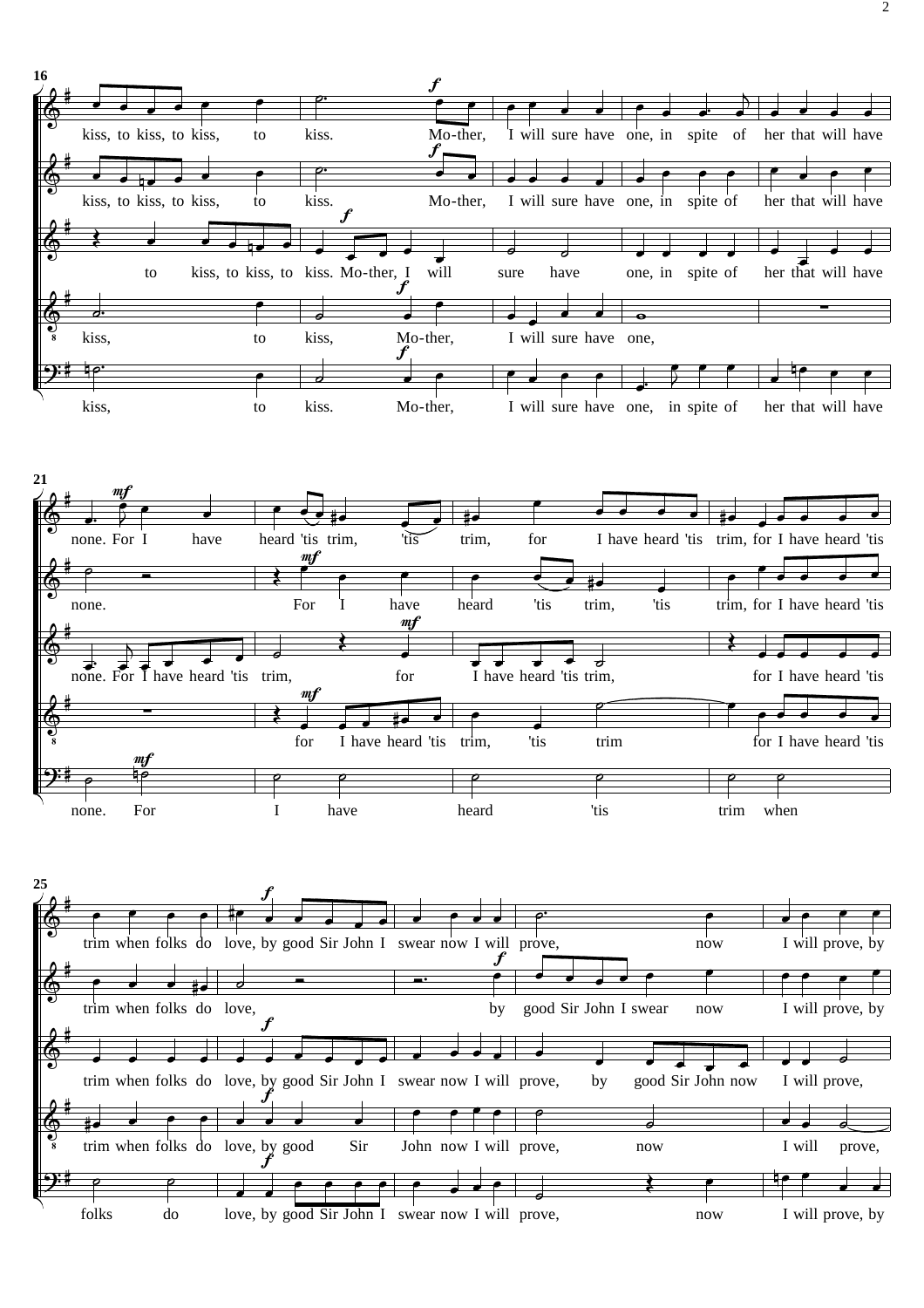**16**

kiss, to kiss, to kiss, to kiss. Mo-ther, I will sure have one, in spite of her that will have

kiss, to kiss, to kiss, to kiss. Mo-ther, I will sure have one, in spite of her that will have

to kiss, to kiss, to kiss. Mo-ther, I will sure have one, in spite of her that will have

kiss, to kiss, Mo-ther, I will sure have one,

kiss, to kiss. Mo-ther, I will sure have one, in spite of her that will have

**21**

none. For I have heard 'tis trim, 'tis trim, for I have heard 'tis trim, for I have heard 'tis

none. For I have heard 'tis trim, 'tis trim, for I have heard 'tis

none. For I have heard 'tis trim, for I have heard 'tis trim, for I have heard 'tis

for I have heard 'tis trim, 'tis trim for I have heard 'tis

none. For I have heard 'tis trim when

**25**

trim when folks do love, by good Sir John I swear now I will prove, now I will prove, by

trim when folks do love, by good Sir John I swear now I will prove, by

trim when folks do love, by good Sir John I swear now I will prove, by good Sir John now I will prove,

trim when folks do love, by good Sir John now I will prove, now I will prove,

folks do love, by good Sir John I swear now I will prove, now I will prove, by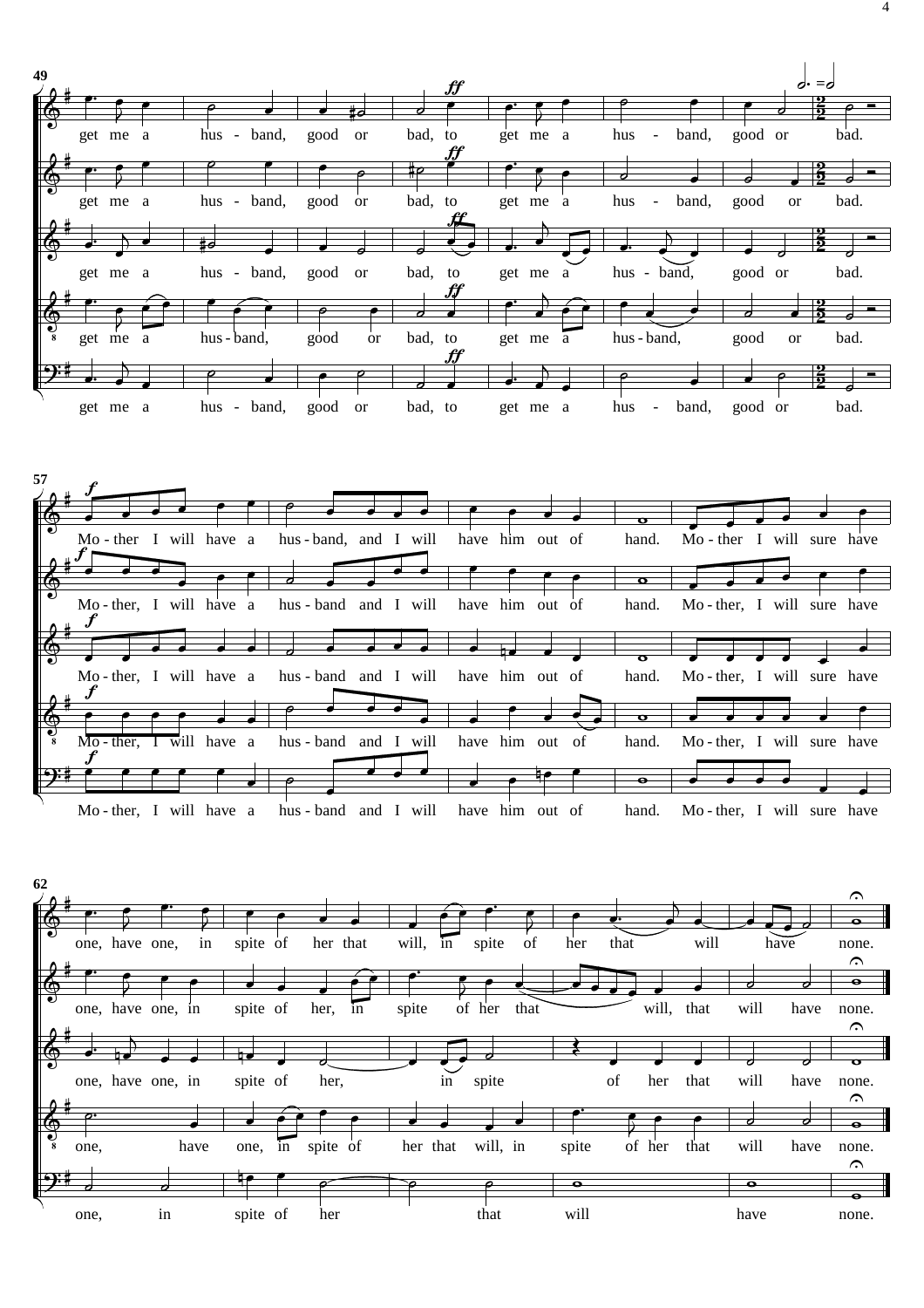49

get me a hus - band, good or bad, to get me a hus - band, good or bad.

get me a hus - band, good or bad, to get me a hus - band, good or bad.

get me a hus - band, good or bad, to get me a hus - band, good or bad.

get me a hus - band, good or bad, to get me a hus - band, good or bad.

get me a hus - band, good or bad, to get me a hus - band, good or bad.

57

Mo - ther I will have a hus - band, and I will have him out of hand. Mo - ther I will sure have

Mo - ther, I will have a hus - band and I will have him out of hand. Mo - ther, I will sure have

Mo - ther, I will have a hus - band and I will have him out of hand. Mo - ther, I will sure have

Mo - ther, I will have a hus - band and I will have him out of hand. Mo - ther, I will sure have

Mo - ther, I will have a hus - band and I will have him out of hand. Mo - ther, I will sure have

62

one, have one, in spite of her that will, in spite of her that will have none.

one, have one, in spite of her, in spite of her that will, that will have none.

one, have one, in spite of her, in spite of her that will have none.

one, have one, in spite of her that will, in spite of her that will have none.

one, in spite of her that will have none.